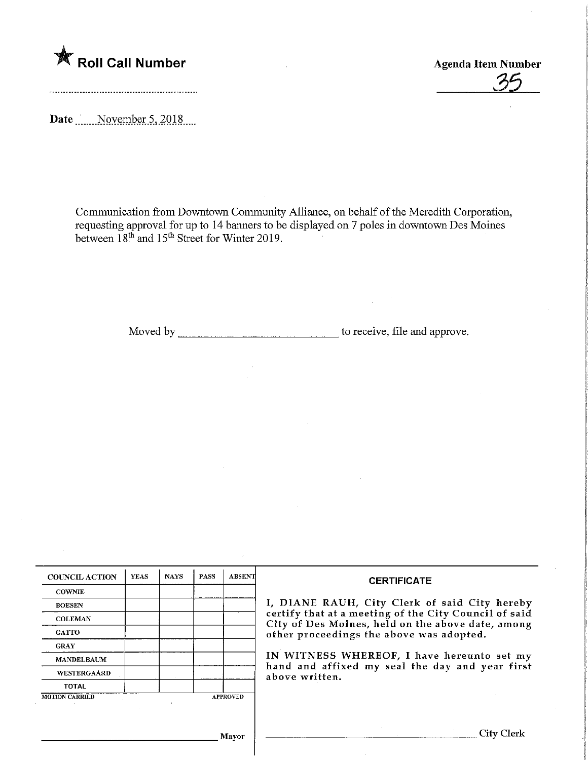★ **Roll Call Number**

..............................................................

**Agenda Item Number**

35

**Date** November 5, 2018

Communication from Downtown Community Alliance, on behalf of the Meredith Corporation, requesting approval for up to 14 banners to be displayed on 7 poles in downtown Des Moines between 18th and 15th Street for Winter 2019.

Moved by ______________________________ to receive, file and approve.

| COUNCIL ACTION | YEAS | NAYS | PASS | ABSENT |
|---|---|---|---|---|
| COWNIE | | | | |
| BOESEN | | | | |
| COLEMAN | | | | |
| GATTO | | | | |
| GRAY | | | | |
| MANDELBAUM | | | | |
| WESTERGAARD | | | | |
| TOTAL | | | | |

MOTION CARRIED APPROVED

______________________________ Mayor

**CERTIFICATE**

I, DIANE RAUH, City Clerk of said City hereby certify that at a meeting of the City Council of said City of Des Moines, held on the above date, among other proceedings the above was adopted.

IN WITNESS WHEREOF, I have hereunto set my hand and affixed my seal the day and year first above written.

______________________________ City Clerk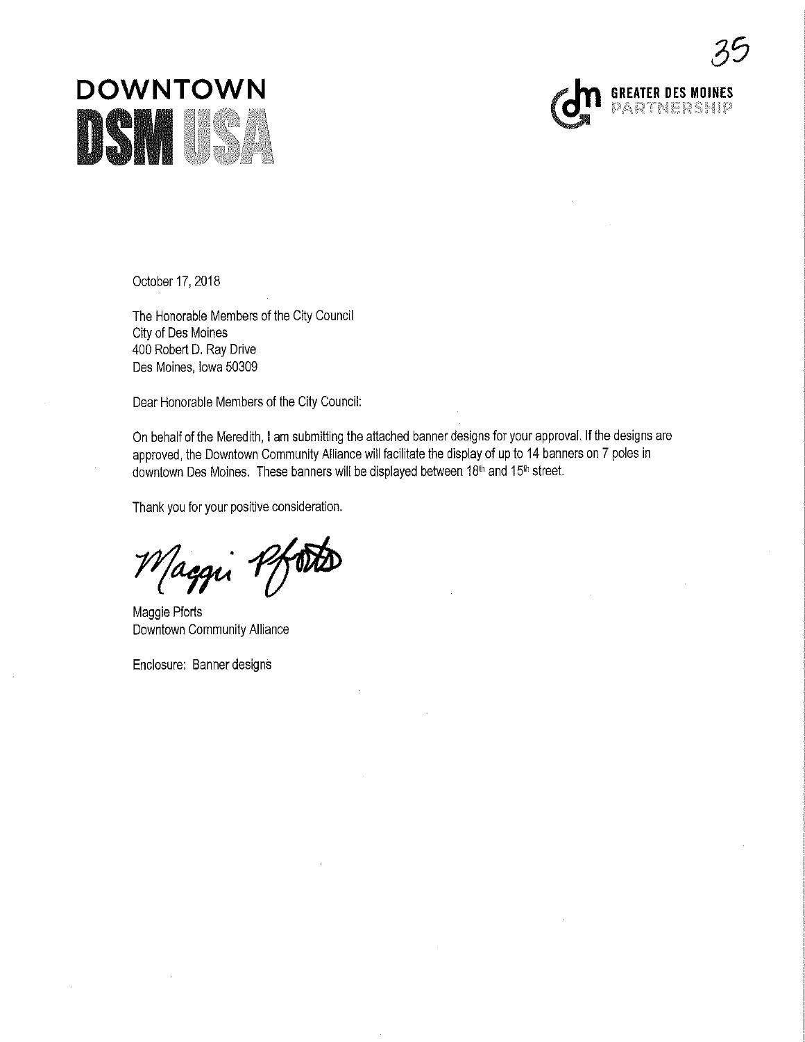DOWNTOWN DSM USA

GREATER DES MOINES PARTNERSHIP

October 17, 2018

The Honorable Members of the City Council
City of Des Moines
400 Robert D. Ray Drive
Des Moines, Iowa 50309

Dear Honorable Members of the City Council:

On behalf of the Meredith, I am submitting the attached banner designs for your approval. If the designs are approved, the Downtown Community Alliance will facilitate the display of up to 14 banners on 7 poles in downtown Des Moines. These banners will be displayed between 18th and 15th street.

Thank you for your positive consideration.

Maggie Pforts

Maggie Pforts
Downtown Community Alliance

Enclosure: Banner designs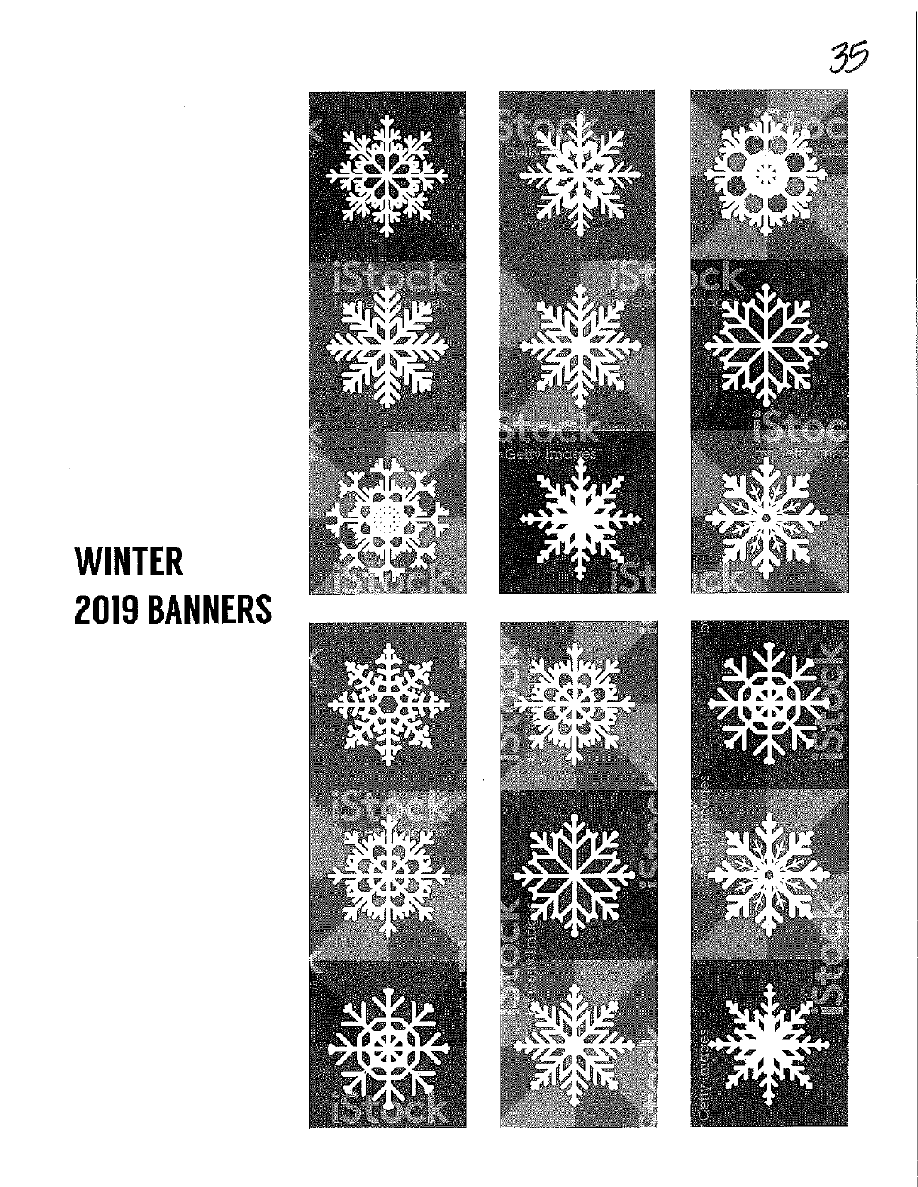# WINTER 2019 BANNERS